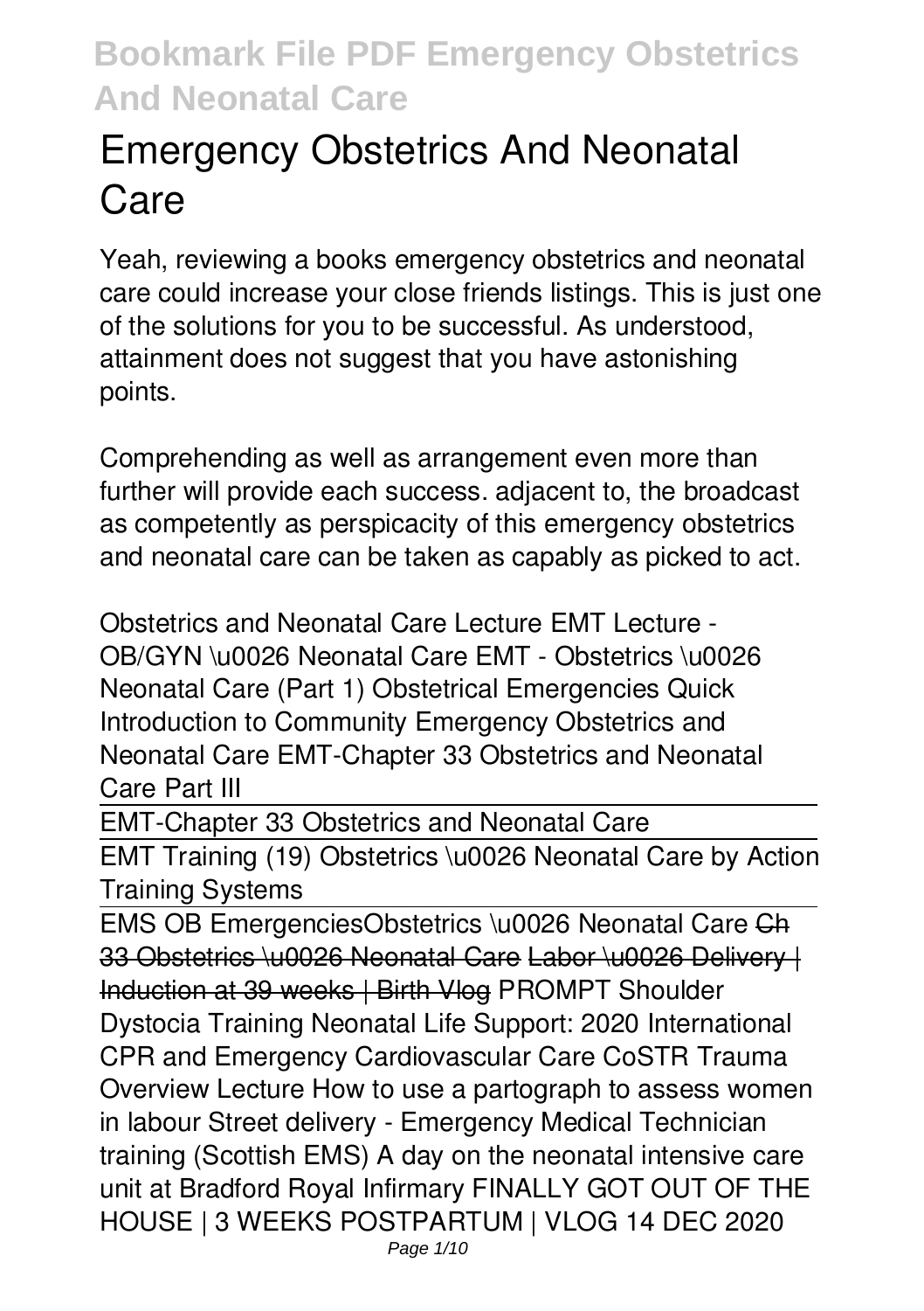# Emergency Obstetrics And Neonatal Care

Yeah, reviewing a books emergency obstetrics and neonatal care could increase your close friends listings. This is just one of the solutions for you to be successful. As understood, attainment does not suggest that you have astonishing points.

Comprehending as well as arrangement even more than further will provide each success. adjacent to, the broadcast as competently as perspicacity of this emergency obstetrics and neonatal care can be taken as capably as picked to act.

*Obstetrics and Neonatal Care Lecture* *EMT Lecture - OB/GYN \u0026 Neonatal Care* *EMT - Obstetrics \u0026 Neonatal Care (Part 1)* *Obstetrical Emergencies Quick Introduction to Community Emergency Obstetrics and Neonatal Care* *EMT-Chapter 33 Obstetrics and Neonatal Care Part III*

EMT-Chapter 33 Obstetrics and Neonatal Care

EMT Training (19) Obstetrics \u0026 Neonatal Care by Action Training Systems

EMS OB Emergencies*Obstetrics \u0026 Neonatal Care* ~~Ch 33 Obstetrics \u0026 Neonatal Care~~ ~~Labor \u0026 Delivery | Induction at 39 weeks | Birth Vlog~~ *PROMPT Shoulder Dystocia Training* *Neonatal Life Support: 2020 International CPR and Emergency Cardiovascular Care CoSTR* *Trauma Overview Lecture* *How to use a partograph to assess women in labour* *Street delivery - Emergency Medical Technician training (Scottish EMS)* *A day on the neonatal intensive care unit at Bradford Royal Infirmary* *FINALLY GOT OUT OF THE HOUSE | 3 WEEKS POSTPARTUM | VLOG 14 DEC 2020*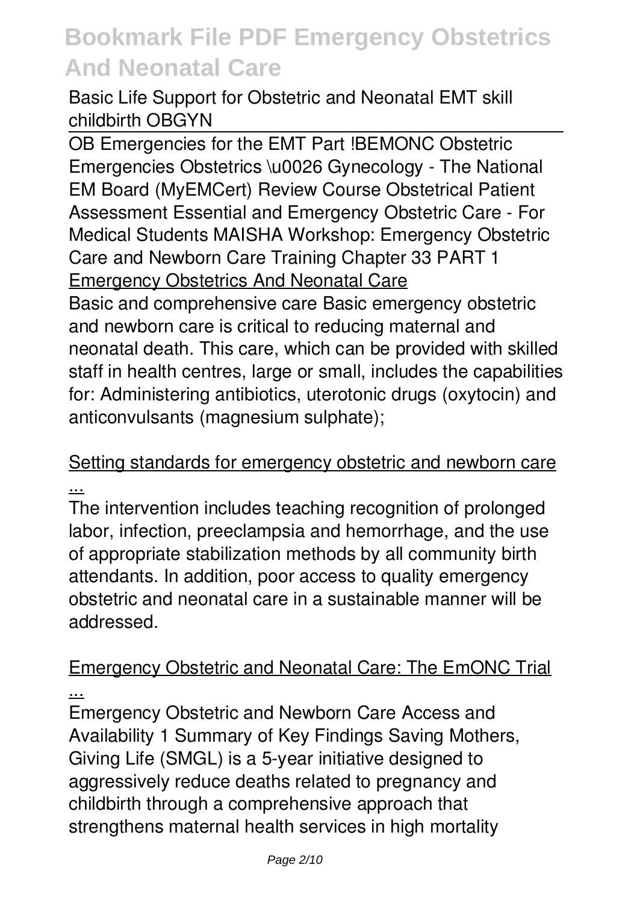**Basic Life Support for Obstetric and Neonatal EMT skill childbirth OBGYN**

OB Emergencies for the EMT Part !BEMONC Obstetric Emergencies Obstetrics \u0026 Gynecology - The National EM Board (MyEMCert) Review Course Obstetrical Patient Assessment Essential and Emergency Obstetric Care - For Medical Students MAISHA Workshop: Emergency Obstetric Care and Newborn Care Training Chapter 33 PART 1

Emergency Obstetrics And Neonatal Care

Basic and comprehensive care Basic emergency obstetric and newborn care is critical to reducing maternal and neonatal death. This care, which can be provided with skilled staff in health centres, large or small, includes the capabilities for: Administering antibiotics, uterotonic drugs (oxytocin) and anticonvulsants (magnesium sulphate);

Setting standards for emergency obstetric and newborn care ...

The intervention includes teaching recognition of prolonged labor, infection, preeclampsia and hemorrhage, and the use of appropriate stabilization methods by all community birth attendants. In addition, poor access to quality emergency obstetric and neonatal care in a sustainable manner will be addressed.

Emergency Obstetric and Neonatal Care: The EmONC Trial ...

Emergency Obstetric and Newborn Care Access and Availability 1 Summary of Key Findings Saving Mothers, Giving Life (SMGL) is a 5-year initiative designed to aggressively reduce deaths related to pregnancy and childbirth through a comprehensive approach that strengthens maternal health services in high mortality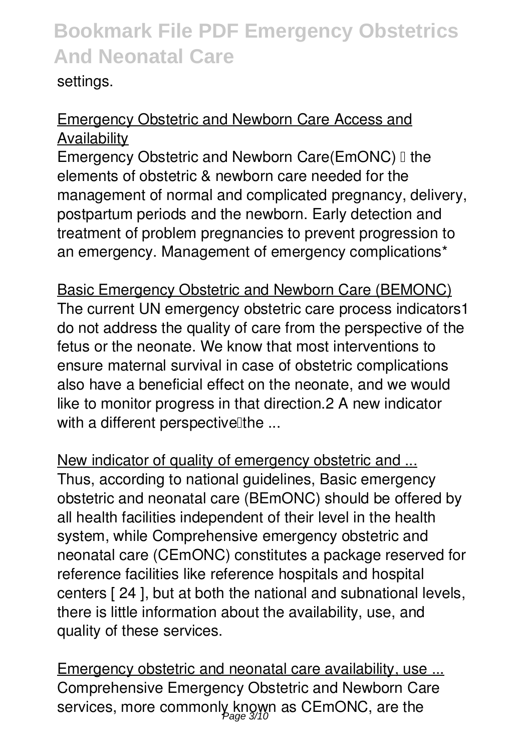settings.

Emergency Obstetric and Newborn Care Access and Availability

Emergency Obstetric and Newborn Care(EmONC) – the elements of obstetric & newborn care needed for the management of normal and complicated pregnancy, delivery, postpartum periods and the newborn. Early detection and treatment of problem pregnancies to prevent progression to an emergency. Management of emergency complications*

Basic Emergency Obstetric and Newborn Care (BEMONC)

The current UN emergency obstetric care process indicators1 do not address the quality of care from the perspective of the fetus or the neonate. We know that most interventions to ensure maternal survival in case of obstetric complications also have a beneficial effect on the neonate, and we would like to monitor progress in that direction.2 A new indicator with a different perspective—the ...

New indicator of quality of emergency obstetric and ...

Thus, according to national guidelines, Basic emergency obstetric and neonatal care (BEmONC) should be offered by all health facilities independent of their level in the health system, while Comprehensive emergency obstetric and neonatal care (CEmONC) constitutes a package reserved for reference facilities like reference hospitals and hospital centers [ 24 ], but at both the national and subnational levels, there is little information about the availability, use, and quality of these services.

Emergency obstetric and neonatal care availability, use ...

Comprehensive Emergency Obstetric and Newborn Care services, more commonly known as CEmONC, are the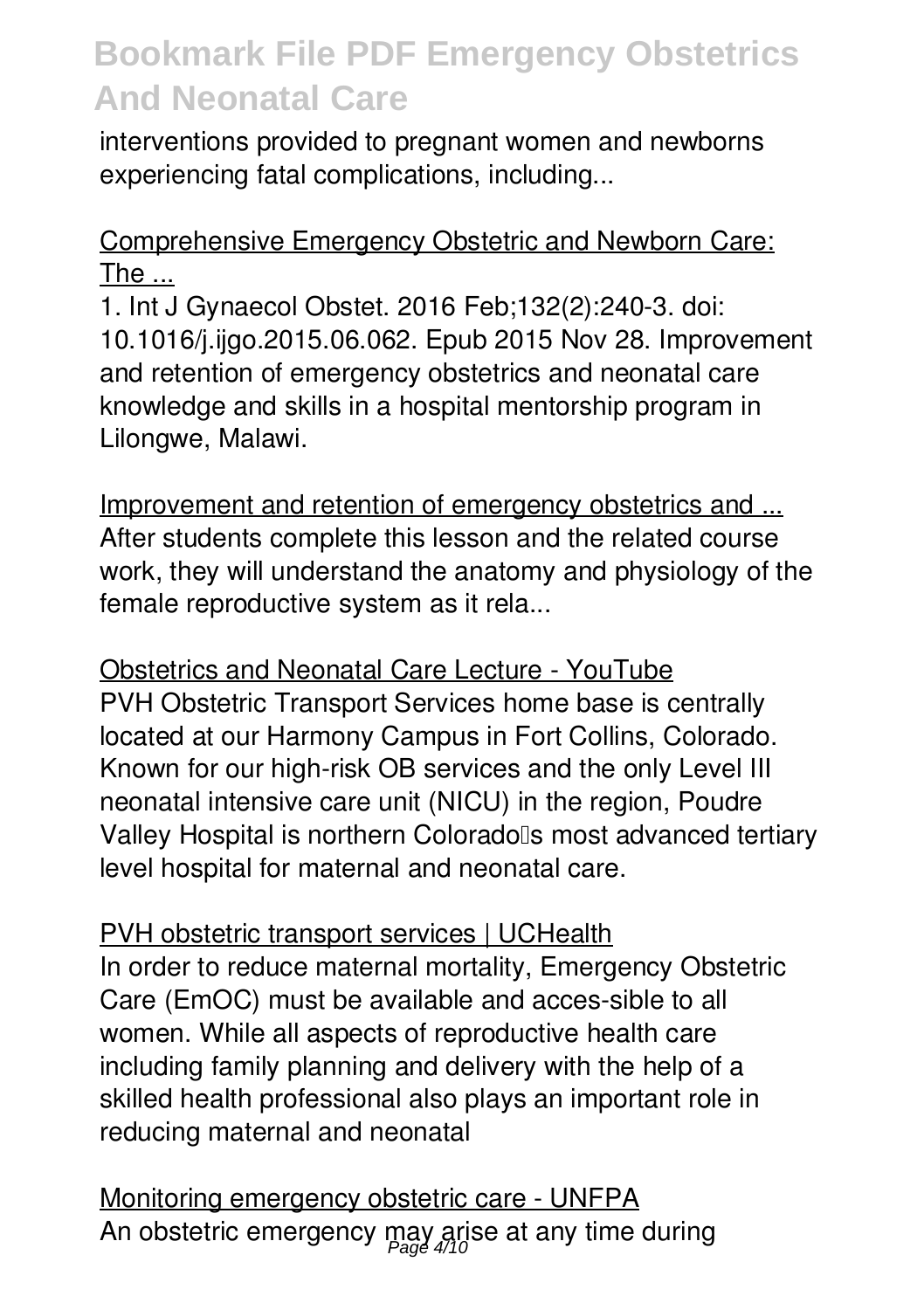interventions provided to pregnant women and newborns experiencing fatal complications, including...

Comprehensive Emergency Obstetric and Newborn Care: The ...

1. Int J Gynaecol Obstet. 2016 Feb;132(2):240-3. doi: 10.1016/j.ijgo.2015.06.062. Epub 2015 Nov 28. Improvement and retention of emergency obstetrics and neonatal care knowledge and skills in a hospital mentorship program in Lilongwe, Malawi.

Improvement and retention of emergency obstetrics and ...

After students complete this lesson and the related course work, they will understand the anatomy and physiology of the female reproductive system as it rela...

Obstetrics and Neonatal Care Lecture - YouTube

PVH Obstetric Transport Services home base is centrally located at our Harmony Campus in Fort Collins, Colorado. Known for our high-risk OB services and the only Level III neonatal intensive care unit (NICU) in the region, Poudre Valley Hospital is northern Colorado's most advanced tertiary level hospital for maternal and neonatal care.

PVH obstetric transport services | UCHealth

In order to reduce maternal mortality, Emergency Obstetric Care (EmOC) must be available and acces-sible to all women. While all aspects of reproductive health care including family planning and delivery with the help of a skilled health professional also plays an important role in reducing maternal and neonatal

Monitoring emergency obstetric care - UNFPA

An obstetric emergency may arise at any time during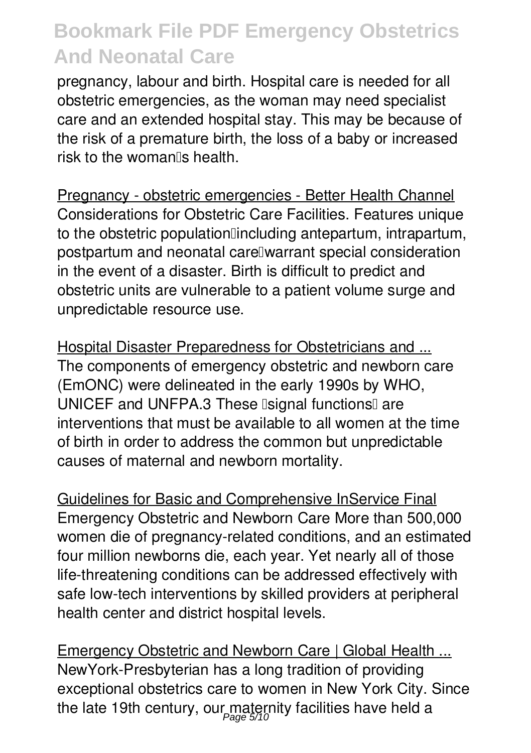pregnancy, labour and birth. Hospital care is needed for all obstetric emergencies, as the woman may need specialist care and an extended hospital stay. This may be because of the risk of a premature birth, the loss of a baby or increased risk to the woman's health.

Pregnancy - obstetric emergencies - Better Health Channel
Considerations for Obstetric Care Facilities. Features unique to the obstetric population—including antepartum, intrapartum, postpartum and neonatal care—warrant special consideration in the event of a disaster. Birth is difficult to predict and obstetric units are vulnerable to a patient volume surge and unpredictable resource use.

Hospital Disaster Preparedness for Obstetricians and ...
The components of emergency obstetric and newborn care (EmONC) were delineated in the early 1990s by WHO, UNICEF and UNFPA.3 These "signal functions" are interventions that must be available to all women at the time of birth in order to address the common but unpredictable causes of maternal and newborn mortality.

Guidelines for Basic and Comprehensive InService Final
Emergency Obstetric and Newborn Care More than 500,000 women die of pregnancy-related conditions, and an estimated four million newborns die, each year. Yet nearly all of those life-threatening conditions can be addressed effectively with safe low-tech interventions by skilled providers at peripheral health center and district hospital levels.

Emergency Obstetric and Newborn Care | Global Health ...
NewYork-Presbyterian has a long tradition of providing exceptional obstetrics care to women in New York City. Since the late 19th century, our maternity facilities have held a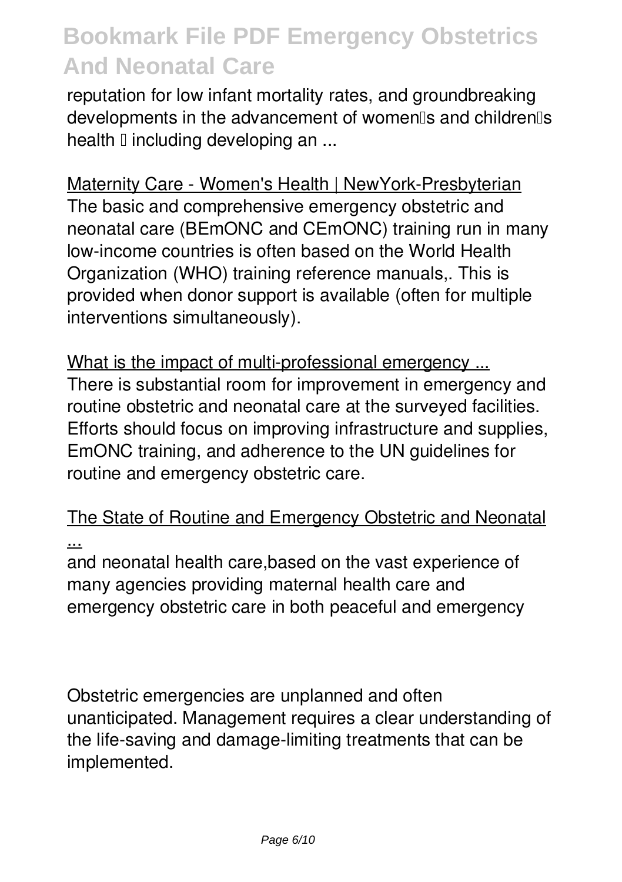reputation for low infant mortality rates, and groundbreaking developments in the advancement of women's and children's health — including developing an ...

Maternity Care - Women's Health | NewYork-Presbyterian

The basic and comprehensive emergency obstetric and neonatal care (BEmONC and CEmONC) training run in many low-income countries is often based on the World Health Organization (WHO) training reference manuals,. This is provided when donor support is available (often for multiple interventions simultaneously).

What is the impact of multi-professional emergency ...

There is substantial room for improvement in emergency and routine obstetric and neonatal care at the surveyed facilities. Efforts should focus on improving infrastructure and supplies, EmONC training, and adherence to the UN guidelines for routine and emergency obstetric care.

The State of Routine and Emergency Obstetric and Neonatal ...

and neonatal health care,based on the vast experience of many agencies providing maternal health care and emergency obstetric care in both peaceful and emergency

Obstetric emergencies are unplanned and often unanticipated. Management requires a clear understanding of the life-saving and damage-limiting treatments that can be implemented.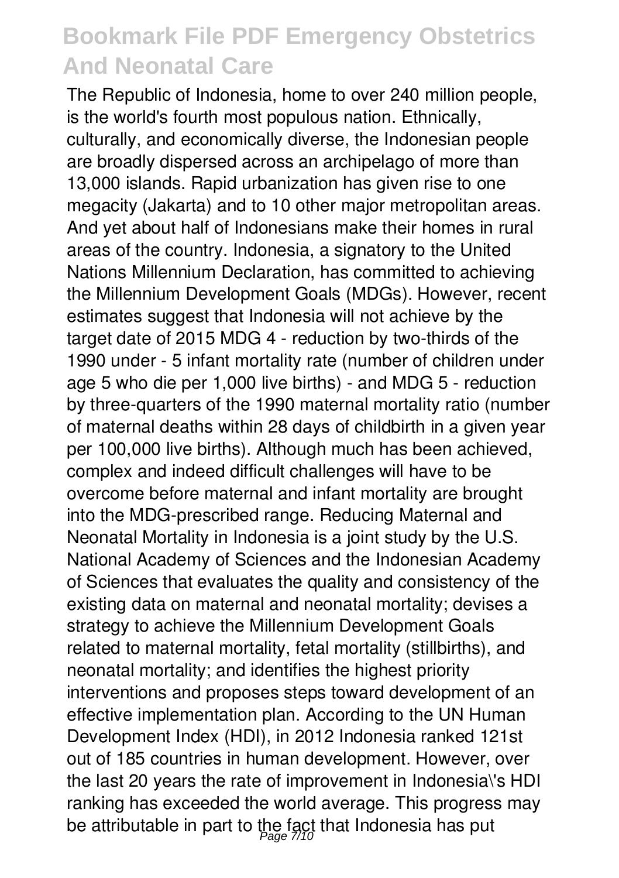The Republic of Indonesia, home to over 240 million people, is the world's fourth most populous nation. Ethnically, culturally, and economically diverse, the Indonesian people are broadly dispersed across an archipelago of more than 13,000 islands. Rapid urbanization has given rise to one megacity (Jakarta) and to 10 other major metropolitan areas. And yet about half of Indonesians make their homes in rural areas of the country. Indonesia, a signatory to the United Nations Millennium Declaration, has committed to achieving the Millennium Development Goals (MDGs). However, recent estimates suggest that Indonesia will not achieve by the target date of 2015 MDG 4 - reduction by two-thirds of the 1990 under - 5 infant mortality rate (number of children under age 5 who die per 1,000 live births) - and MDG 5 - reduction by three-quarters of the 1990 maternal mortality ratio (number of maternal deaths within 28 days of childbirth in a given year per 100,000 live births). Although much has been achieved, complex and indeed difficult challenges will have to be overcome before maternal and infant mortality are brought into the MDG-prescribed range. Reducing Maternal and Neonatal Mortality in Indonesia is a joint study by the U.S. National Academy of Sciences and the Indonesian Academy of Sciences that evaluates the quality and consistency of the existing data on maternal and neonatal mortality; devises a strategy to achieve the Millennium Development Goals related to maternal mortality, fetal mortality (stillbirths), and neonatal mortality; and identifies the highest priority interventions and proposes steps toward development of an effective implementation plan. According to the UN Human Development Index (HDI), in 2012 Indonesia ranked 121st out of 185 countries in human development. However, over the last 20 years the rate of improvement in Indonesia\'s HDI ranking has exceeded the world average. This progress may be attributable in part to the fact that Indonesia has put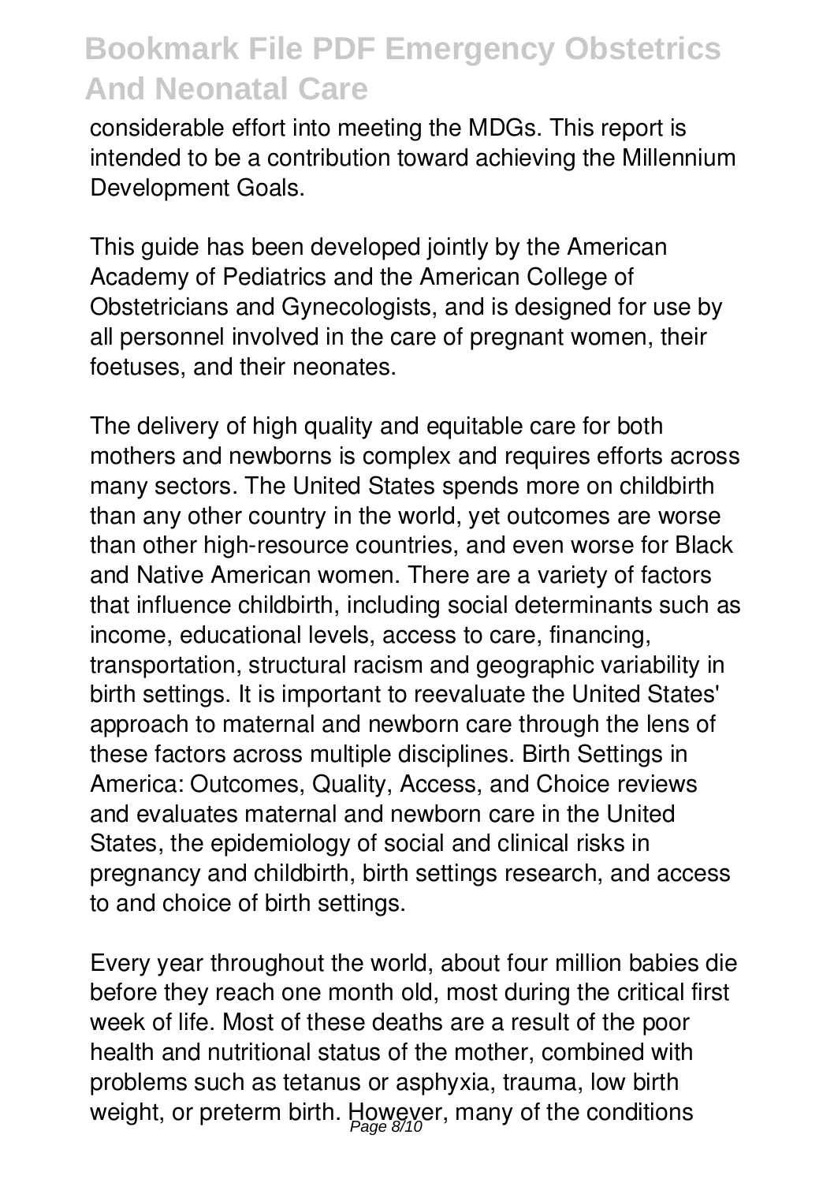considerable effort into meeting the MDGs. This report is intended to be a contribution toward achieving the Millennium Development Goals.

This guide has been developed jointly by the American Academy of Pediatrics and the American College of Obstetricians and Gynecologists, and is designed for use by all personnel involved in the care of pregnant women, their foetuses, and their neonates.

The delivery of high quality and equitable care for both mothers and newborns is complex and requires efforts across many sectors. The United States spends more on childbirth than any other country in the world, yet outcomes are worse than other high-resource countries, and even worse for Black and Native American women. There are a variety of factors that influence childbirth, including social determinants such as income, educational levels, access to care, financing, transportation, structural racism and geographic variability in birth settings. It is important to reevaluate the United States' approach to maternal and newborn care through the lens of these factors across multiple disciplines. Birth Settings in America: Outcomes, Quality, Access, and Choice reviews and evaluates maternal and newborn care in the United States, the epidemiology of social and clinical risks in pregnancy and childbirth, birth settings research, and access to and choice of birth settings.

Every year throughout the world, about four million babies die before they reach one month old, most during the critical first week of life. Most of these deaths are a result of the poor health and nutritional status of the mother, combined with problems such as tetanus or asphyxia, trauma, low birth weight, or preterm birth. However, many of the conditions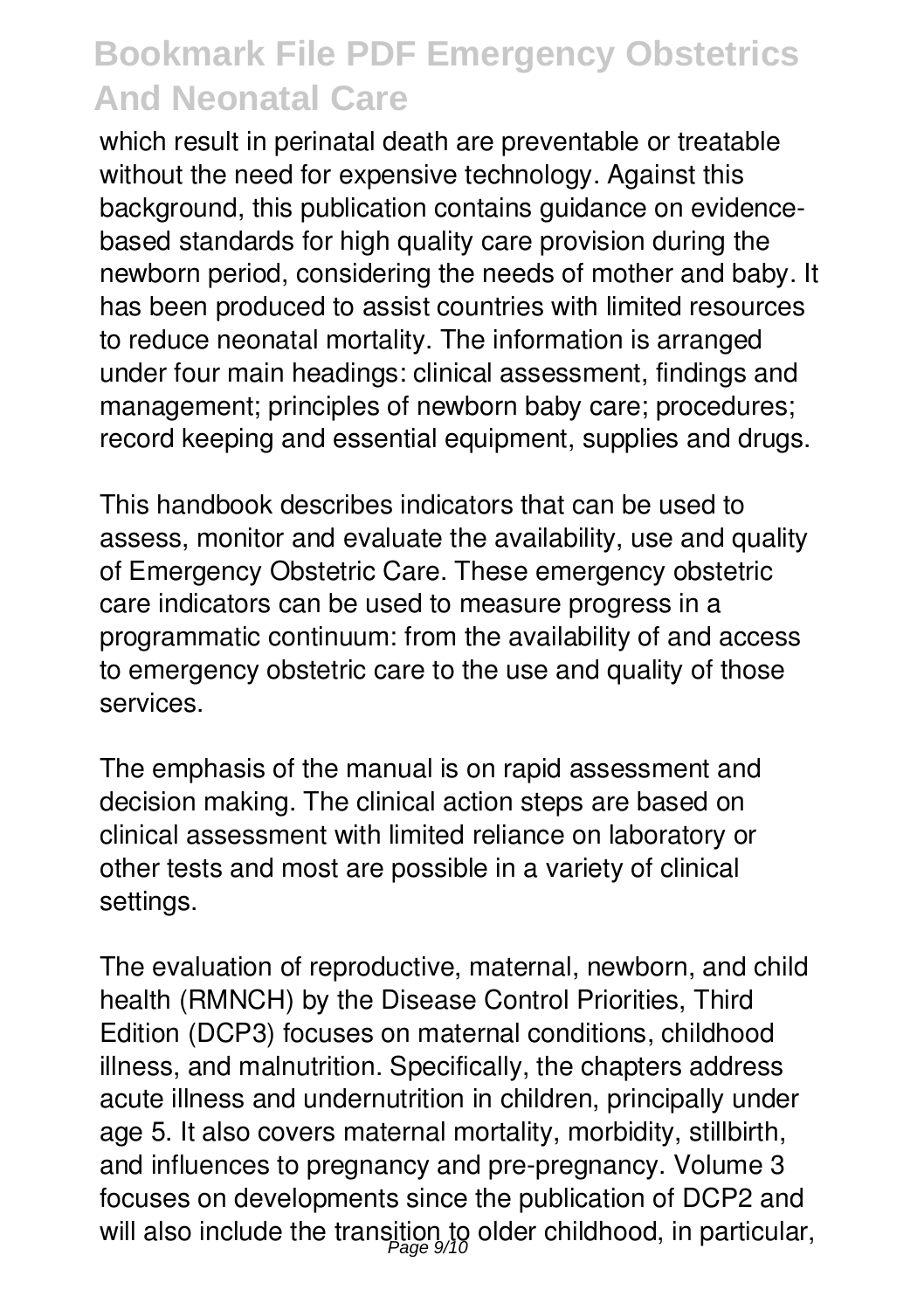which result in perinatal death are preventable or treatable without the need for expensive technology. Against this background, this publication contains guidance on evidence-based standards for high quality care provision during the newborn period, considering the needs of mother and baby. It has been produced to assist countries with limited resources to reduce neonatal mortality. The information is arranged under four main headings: clinical assessment, findings and management; principles of newborn baby care; procedures; record keeping and essential equipment, supplies and drugs.

This handbook describes indicators that can be used to assess, monitor and evaluate the availability, use and quality of Emergency Obstetric Care. These emergency obstetric care indicators can be used to measure progress in a programmatic continuum: from the availability of and access to emergency obstetric care to the use and quality of those services.

The emphasis of the manual is on rapid assessment and decision making. The clinical action steps are based on clinical assessment with limited reliance on laboratory or other tests and most are possible in a variety of clinical settings.

The evaluation of reproductive, maternal, newborn, and child health (RMNCH) by the Disease Control Priorities, Third Edition (DCP3) focuses on maternal conditions, childhood illness, and malnutrition. Specifically, the chapters address acute illness and undernutrition in children, principally under age 5. It also covers maternal mortality, morbidity, stillbirth, and influences to pregnancy and pre-pregnancy. Volume 3 focuses on developments since the publication of DCP2 and will also include the transition to older childhood, in particular,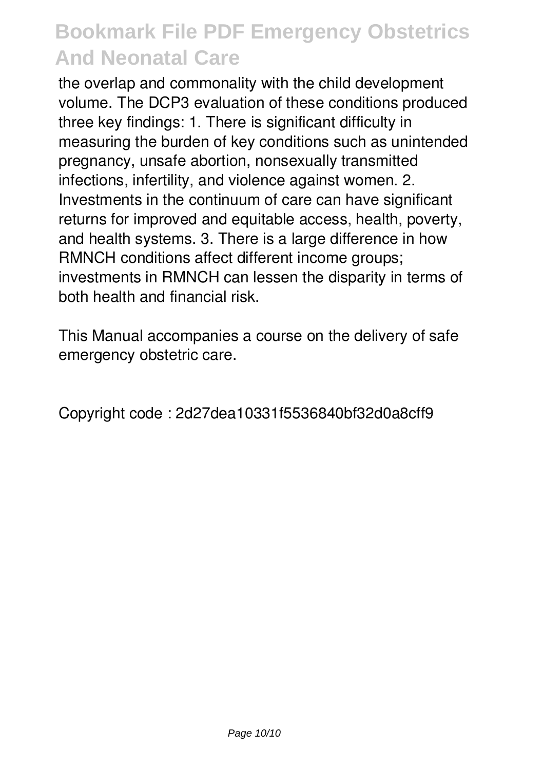the overlap and commonality with the child development volume. The DCP3 evaluation of these conditions produced three key findings: 1. There is significant difficulty in measuring the burden of key conditions such as unintended pregnancy, unsafe abortion, nonsexually transmitted infections, infertility, and violence against women. 2. Investments in the continuum of care can have significant returns for improved and equitable access, health, poverty, and health systems. 3. There is a large difference in how RMNCH conditions affect different income groups; investments in RMNCH can lessen the disparity in terms of both health and financial risk.

This Manual accompanies a course on the delivery of safe emergency obstetric care.

Copyright code : 2d27dea10331f5536840bf32d0a8cff9